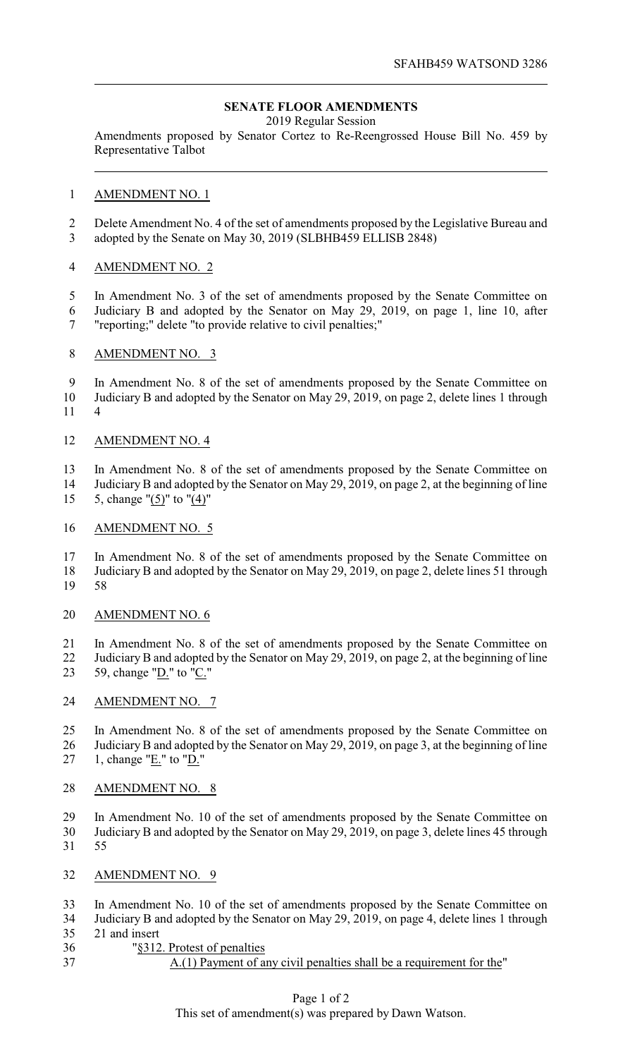SFAHB459 WATSOND 3286

## SENATE FLOOR AMENDMENTS

2019 Regular Session

Amendments proposed by Senator Cortez to Re-Reengrossed House Bill No. 459 by Representative Talbot

AMENDMENT NO. 1

Delete Amendment No. 4 of the set of amendments proposed by the Legislative Bureau and adopted by the Senate on May 30, 2019 (SLBHB459 ELLISB 2848)

AMENDMENT NO. 2

In Amendment No. 3 of the set of amendments proposed by the Senate Committee on Judiciary B and adopted by the Senator on May 29, 2019, on page 1, line 10, after "reporting;" delete "to provide relative to civil penalties;"

AMENDMENT NO. 3

In Amendment No. 8 of the set of amendments proposed by the Senate Committee on Judiciary B and adopted by the Senator on May 29, 2019, on page 2, delete lines 1 through 4

AMENDMENT NO. 4

In Amendment No. 8 of the set of amendments proposed by the Senate Committee on Judiciary B and adopted by the Senator on May 29, 2019, on page 2, at the beginning of line 5, change "(5)" to "(4)"

AMENDMENT NO. 5

In Amendment No. 8 of the set of amendments proposed by the Senate Committee on Judiciary B and adopted by the Senator on May 29, 2019, on page 2, delete lines 51 through 58

AMENDMENT NO. 6

In Amendment No. 8 of the set of amendments proposed by the Senate Committee on Judiciary B and adopted by the Senator on May 29, 2019, on page 2, at the beginning of line 59, change "D." to "C."

AMENDMENT NO. 7

In Amendment No. 8 of the set of amendments proposed by the Senate Committee on Judiciary B and adopted by the Senator on May 29, 2019, on page 3, at the beginning of line 1, change "E." to "D."

AMENDMENT NO. 8

In Amendment No. 10 of the set of amendments proposed by the Senate Committee on Judiciary B and adopted by the Senator on May 29, 2019, on page 3, delete lines 45 through 55

AMENDMENT NO. 9

In Amendment No. 10 of the set of amendments proposed by the Senate Committee on Judiciary B and adopted by the Senator on May 29, 2019, on page 4, delete lines 1 through 21 and insert

"§312. Protest of penalties

A.(1) Payment of any civil penalties shall be a requirement for the"

This set of amendment(s) was prepared by Dawn Watson.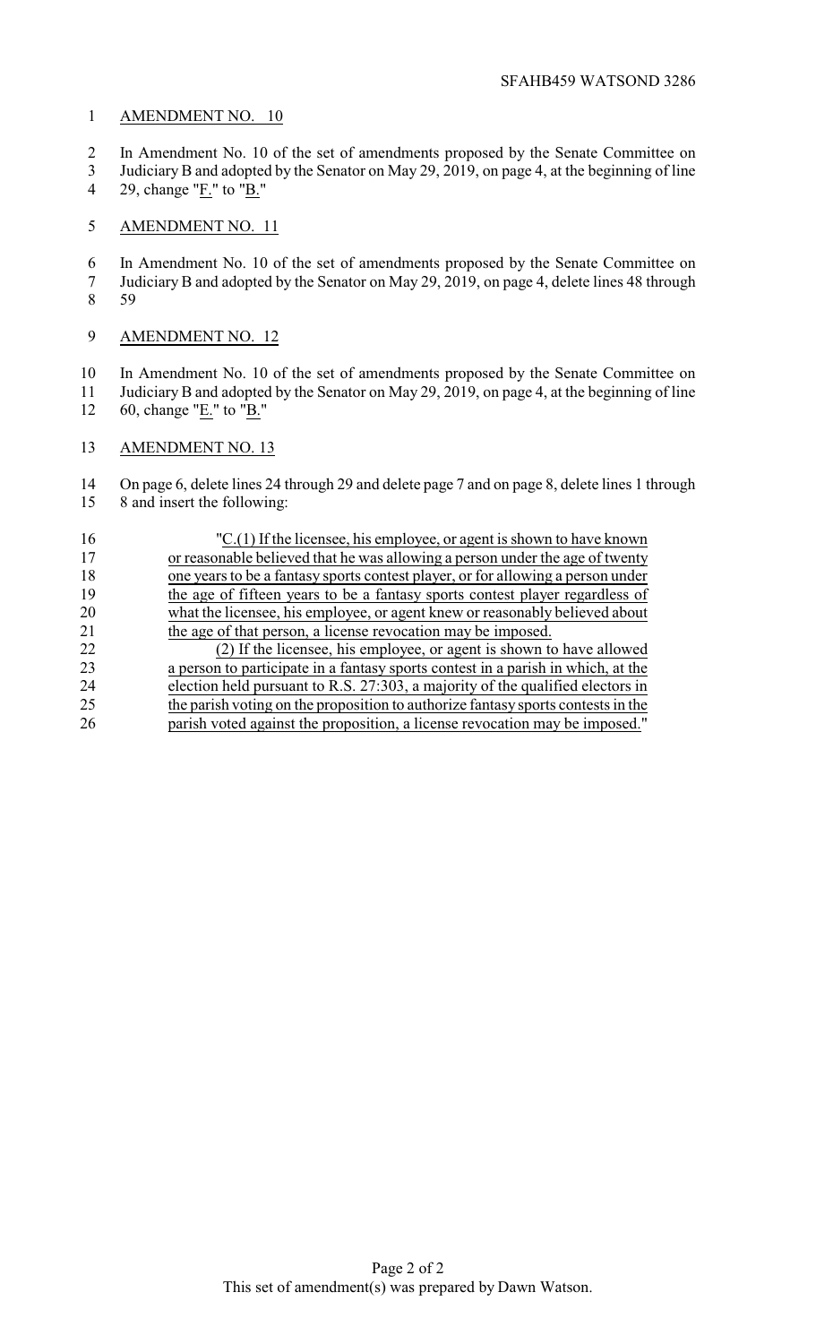AMENDMENT NO. 10

In Amendment No. 10 of the set of amendments proposed by the Senate Committee on Judiciary B and adopted by the Senator on May 29, 2019, on page 4, at the beginning of line 29, change "F." to "B."

AMENDMENT NO. 11

In Amendment No. 10 of the set of amendments proposed by the Senate Committee on Judiciary B and adopted by the Senator on May 29, 2019, on page 4, delete lines 48 through 59

AMENDMENT NO. 12

In Amendment No. 10 of the set of amendments proposed by the Senate Committee on Judiciary B and adopted by the Senator on May 29, 2019, on page 4, at the beginning of line 60, change "E." to "B."

AMENDMENT NO. 13

On page 6, delete lines 24 through 29 and delete page 7 and on page 8, delete lines 1 through 8 and insert the following:

"C.(1) If the licensee, his employee, or agent is shown to have known or reasonable believed that he was allowing a person under the age of twenty one years to be a fantasy sports contest player, or for allowing a person under the age of fifteen years to be a fantasy sports contest player regardless of what the licensee, his employee, or agent knew or reasonably believed about the age of that person, a license revocation may be imposed.

(2) If the licensee, his employee, or agent is shown to have allowed a person to participate in a fantasy sports contest in a parish in which, at the election held pursuant to R.S. 27:303, a majority of the qualified electors in the parish voting on the proposition to authorize fantasy sports contests in the parish voted against the proposition, a license revocation may be imposed."

This set of amendment(s) was prepared by Dawn Watson.